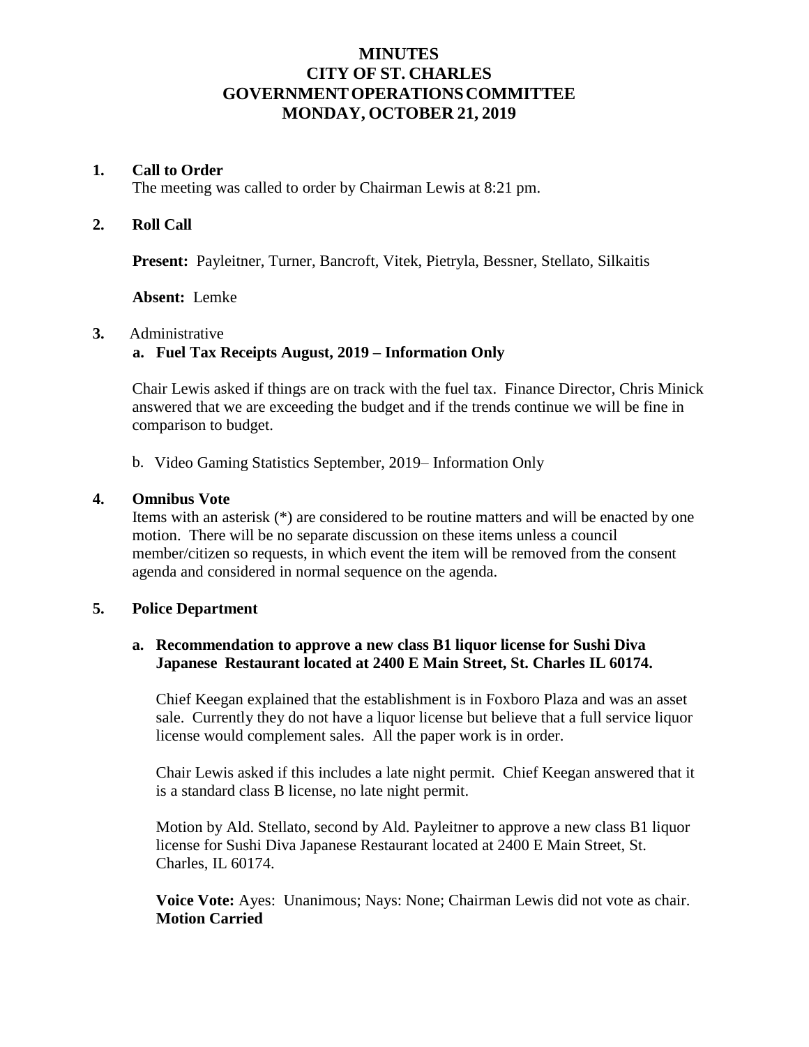# MINUTES
# CITY OF ST. CHARLES
# GOVERNMENT OPERATIONS COMMITTEE
# MONDAY, OCTOBER 21, 2019

**1. Call to Order**

The meeting was called to order by Chairman Lewis at 8:21 pm.

**2. Roll Call**

**Present:** Payleitner, Turner, Bancroft, Vitek, Pietryla, Bessner, Stellato, Silkaitis

**Absent:** Lemke

**3.** Administrative

**a. Fuel Tax Receipts August, 2019 – Information Only**

Chair Lewis asked if things are on track with the fuel tax. Finance Director, Chris Minick answered that we are exceeding the budget and if the trends continue we will be fine in comparison to budget.

b. Video Gaming Statistics September, 2019– Information Only

**4. Omnibus Vote**

Items with an asterisk (*) are considered to be routine matters and will be enacted by one motion. There will be no separate discussion on these items unless a council member/citizen so requests, in which event the item will be removed from the consent agenda and considered in normal sequence on the agenda.

**5. Police Department**

**a. Recommendation to approve a new class B1 liquor license for Sushi Diva Japanese Restaurant located at 2400 E Main Street, St. Charles IL 60174.**

Chief Keegan explained that the establishment is in Foxboro Plaza and was an asset sale. Currently they do not have a liquor license but believe that a full service liquor license would complement sales. All the paper work is in order.

Chair Lewis asked if this includes a late night permit. Chief Keegan answered that it is a standard class B license, no late night permit.

Motion by Ald. Stellato, second by Ald. Payleitner to approve a new class B1 liquor license for Sushi Diva Japanese Restaurant located at 2400 E Main Street, St. Charles, IL 60174.

**Voice Vote:** Ayes: Unanimous; Nays: None; Chairman Lewis did not vote as chair.
**Motion Carried**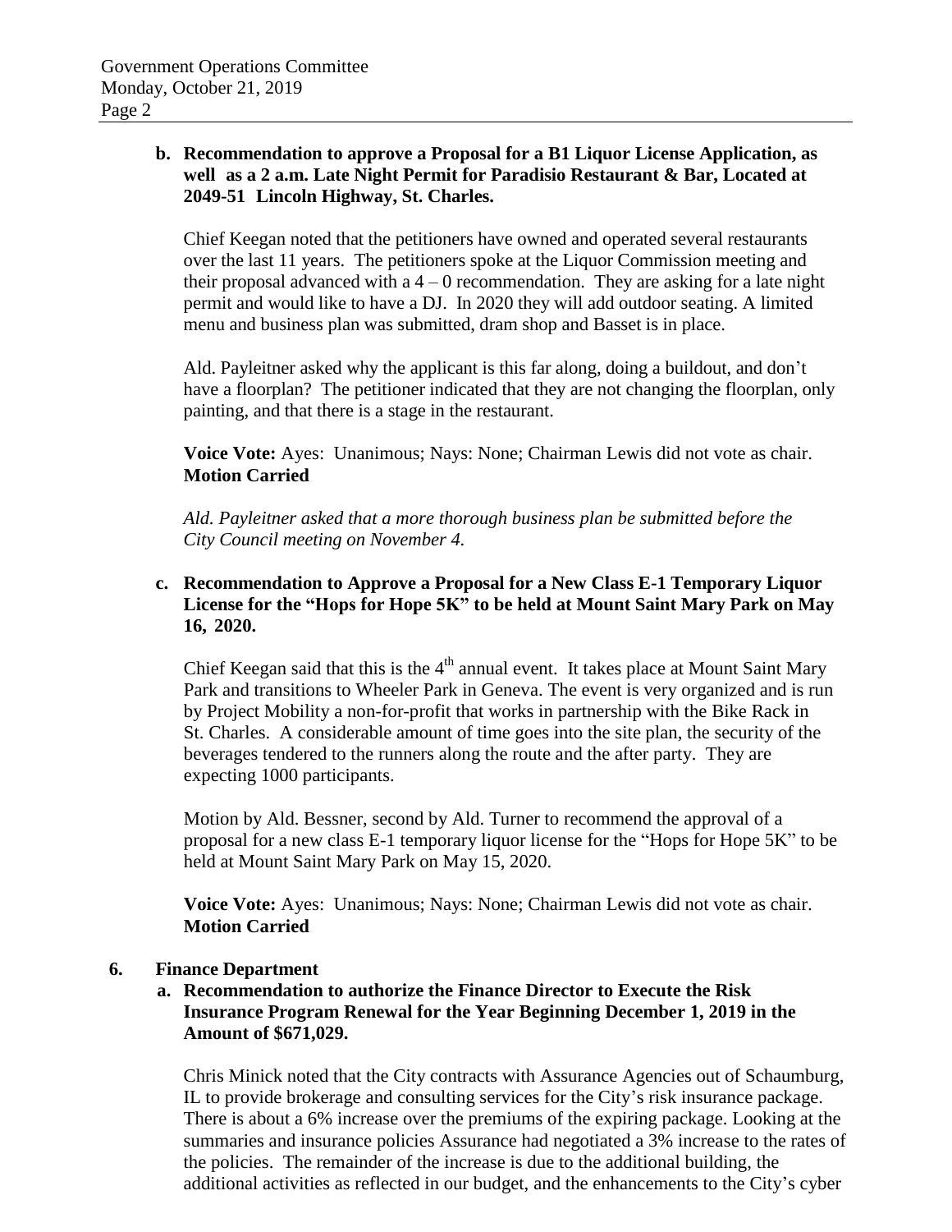**b. Recommendation to approve a Proposal for a B1 Liquor License Application, as well as a 2 a.m. Late Night Permit for Paradisio Restaurant & Bar, Located at 2049-51 Lincoln Highway, St. Charles.**

Chief Keegan noted that the petitioners have owned and operated several restaurants over the last 11 years. The petitioners spoke at the Liquor Commission meeting and their proposal advanced with a 4 – 0 recommendation. They are asking for a late night permit and would like to have a DJ. In 2020 they will add outdoor seating. A limited menu and business plan was submitted, dram shop and Basset is in place.

Ald. Payleitner asked why the applicant is this far along, doing a buildout, and don't have a floorplan? The petitioner indicated that they are not changing the floorplan, only painting, and that there is a stage in the restaurant.

**Voice Vote:** Ayes: Unanimous; Nays: None; Chairman Lewis did not vote as chair. **Motion Carried**

*Ald. Payleitner asked that a more thorough business plan be submitted before the City Council meeting on November 4.*

**c. Recommendation to Approve a Proposal for a New Class E-1 Temporary Liquor License for the "Hops for Hope 5K" to be held at Mount Saint Mary Park on May 16, 2020.**

Chief Keegan said that this is the 4th annual event. It takes place at Mount Saint Mary Park and transitions to Wheeler Park in Geneva. The event is very organized and is run by Project Mobility a non-for-profit that works in partnership with the Bike Rack in St. Charles. A considerable amount of time goes into the site plan, the security of the beverages tendered to the runners along the route and the after party. They are expecting 1000 participants.

Motion by Ald. Bessner, second by Ald. Turner to recommend the approval of a proposal for a new class E-1 temporary liquor license for the "Hops for Hope 5K" to be held at Mount Saint Mary Park on May 15, 2020.

**Voice Vote:** Ayes: Unanimous; Nays: None; Chairman Lewis did not vote as chair. **Motion Carried**

**6. Finance Department**

**a. Recommendation to authorize the Finance Director to Execute the Risk Insurance Program Renewal for the Year Beginning December 1, 2019 in the Amount of $671,029.**

Chris Minick noted that the City contracts with Assurance Agencies out of Schaumburg, IL to provide brokerage and consulting services for the City's risk insurance package. There is about a 6% increase over the premiums of the expiring package. Looking at the summaries and insurance policies Assurance had negotiated a 3% increase to the rates of the policies. The remainder of the increase is due to the additional building, the additional activities as reflected in our budget, and the enhancements to the City's cyber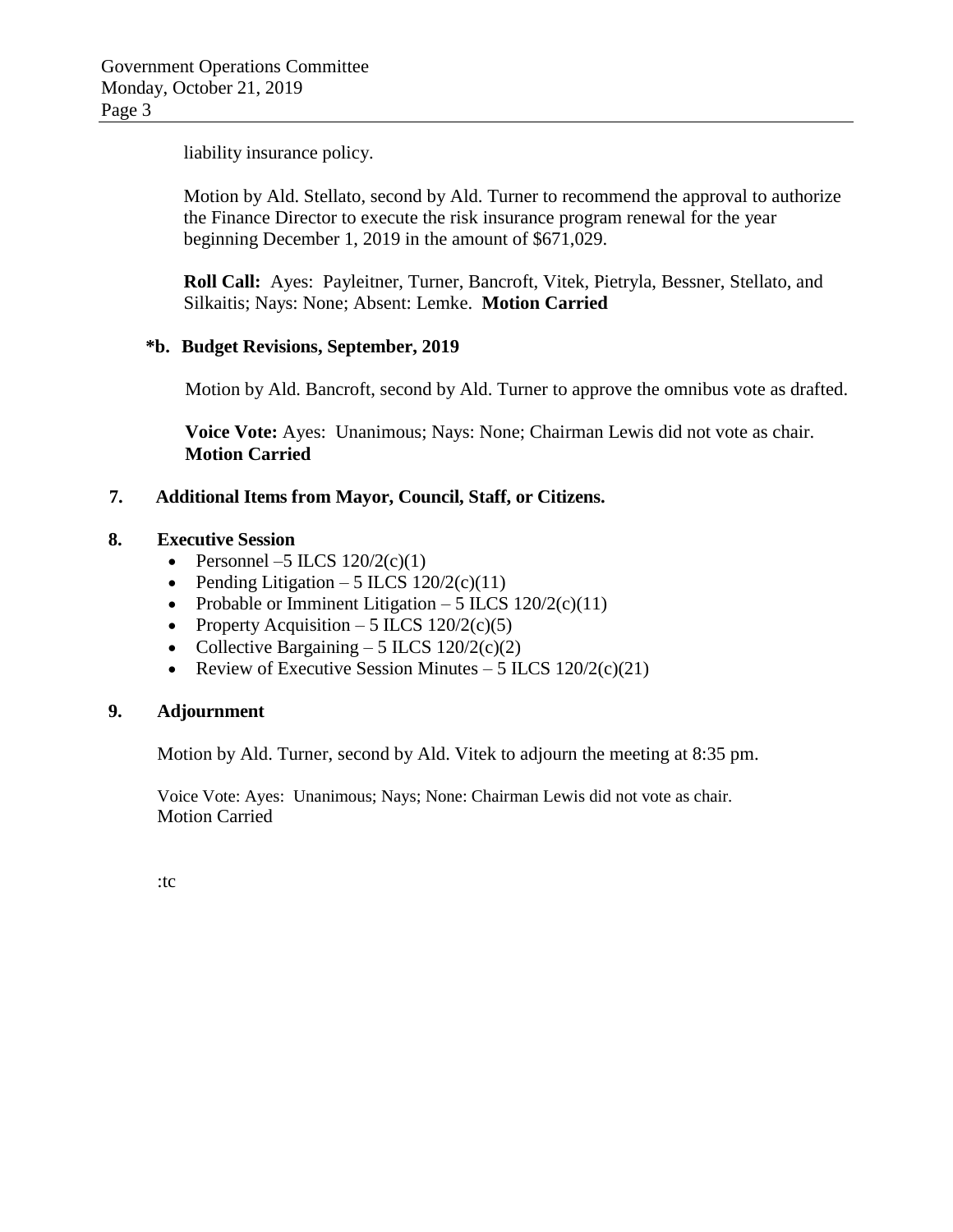liability insurance policy.

Motion by Ald. Stellato, second by Ald. Turner to recommend the approval to authorize the Finance Director to execute the risk insurance program renewal for the year beginning December 1, 2019 in the amount of $671,029.

**Roll Call:** Ayes: Payleitner, Turner, Bancroft, Vitek, Pietryla, Bessner, Stellato, and Silkaitis; Nays: None; Absent: Lemke. **Motion Carried**

**\*b. Budget Revisions, September, 2019**

Motion by Ald. Bancroft, second by Ald. Turner to approve the omnibus vote as drafted.

**Voice Vote:** Ayes: Unanimous; Nays: None; Chairman Lewis did not vote as chair. **Motion Carried**

**7. Additional Items from Mayor, Council, Staff, or Citizens.**

**8. Executive Session**

- Personnel –5 ILCS 120/2(c)(1)
- Pending Litigation – 5 ILCS 120/2(c)(11)
- Probable or Imminent Litigation – 5 ILCS 120/2(c)(11)
- Property Acquisition – 5 ILCS 120/2(c)(5)
- Collective Bargaining – 5 ILCS 120/2(c)(2)
- Review of Executive Session Minutes – 5 ILCS 120/2(c)(21)

**9. Adjournment**

Motion by Ald. Turner, second by Ald. Vitek to adjourn the meeting at 8:35 pm.

Voice Vote: Ayes: Unanimous; Nays; None: Chairman Lewis did not vote as chair.
Motion Carried

:tc